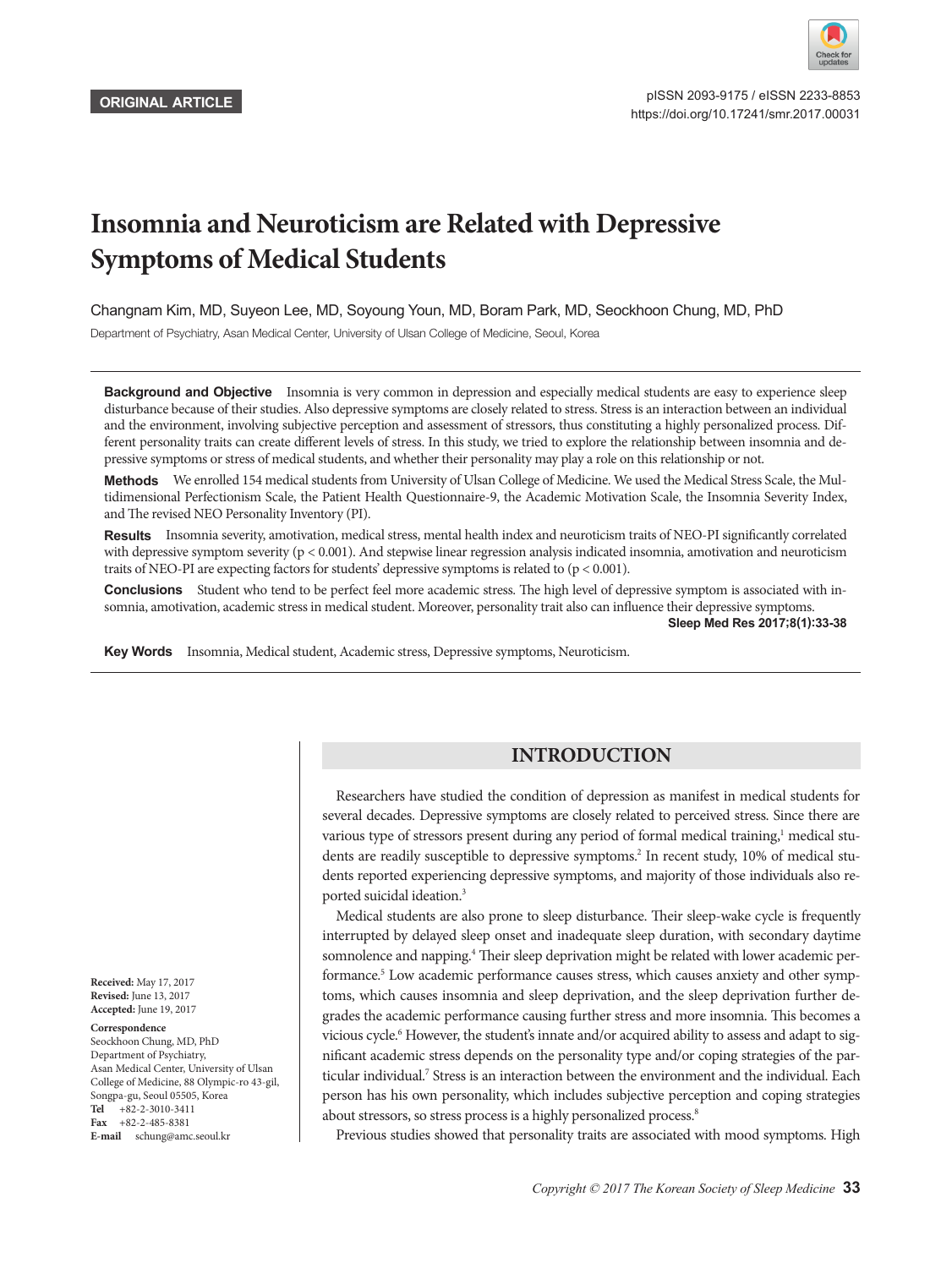ORIGINAL ARTICLE

pISSN 2093-9175 / eISSN 2233-8853
https://doi.org/10.17241/smr.2017.00031

# Insomnia and Neuroticism are Related with Depressive Symptoms of Medical Students

Changnam Kim, MD, Suyeon Lee, MD, Soyoung Youn, MD, Boram Park, MD, Seockhoon Chung, MD, PhD

Department of Psychiatry, Asan Medical Center, University of Ulsan College of Medicine, Seoul, Korea

**Background and Objective** Insomnia is very common in depression and especially medical students are easy to experience sleep disturbance because of their studies. Also depressive symptoms are closely related to stress. Stress is an interaction between an individual and the environment, involving subjective perception and assessment of stressors, thus constituting a highly personalized process. Different personality traits can create different levels of stress. In this study, we tried to explore the relationship between insomnia and depressive symptoms or stress of medical students, and whether their personality may play a role on this relationship or not.

**Methods** We enrolled 154 medical students from University of Ulsan College of Medicine. We used the Medical Stress Scale, the Multidimensional Perfectionism Scale, the Patient Health Questionnaire-9, the Academic Motivation Scale, the Insomnia Severity Index, and The revised NEO Personality Inventory (PI).

**Results** Insomnia severity, amotivation, medical stress, mental health index and neuroticism traits of NEO-PI significantly correlated with depressive symptom severity ($p < 0.001$). And stepwise linear regression analysis indicated insomnia, amotivation and neuroticism traits of NEO-PI are expecting factors for students' depressive symptoms is related to ($p < 0.001$).

**Conclusions** Student who tend to be perfect feel more academic stress. The high level of depressive symptom is associated with insomnia, amotivation, academic stress in medical student. Moreover, personality trait also can influence their depressive symptoms.

**Sleep Med Res 2017;8(1):33-38**

**Key Words** Insomnia, Medical student, Academic stress, Depressive symptoms, Neuroticism.

**Received:** May 17, 2017
**Revised:** June 13, 2017
**Accepted:** June 19, 2017

**Correspondence**
Seockhoon Chung, MD, PhD
Department of Psychiatry,
Asan Medical Center, University of Ulsan College of Medicine, 88 Olympic-ro 43-gil, Songpa-gu, Seoul 05505, Korea
**Tel** +82-2-3010-3411
**Fax** +82-2-485-8381
**E-mail** schung@amc.seoul.kr

## INTRODUCTION

Researchers have studied the condition of depression as manifest in medical students for several decades. Depressive symptoms are closely related to perceived stress. Since there are various type of stressors present during any period of formal medical training,[1] medical students are readily susceptible to depressive symptoms.[2] In recent study, 10% of medical students reported experiencing depressive symptoms, and majority of those individuals also reported suicidal ideation.[3]

Medical students are also prone to sleep disturbance. Their sleep-wake cycle is frequently interrupted by delayed sleep onset and inadequate sleep duration, with secondary daytime somnolence and napping.[4] Their sleep deprivation might be related with lower academic performance.[5] Low academic performance causes stress, which causes anxiety and other symptoms, which causes insomnia and sleep deprivation, and the sleep deprivation further degrades the academic performance causing further stress and more insomnia. This becomes a vicious cycle.[6] However, the student's innate and/or acquired ability to assess and adapt to significant academic stress depends on the personality type and/or coping strategies of the particular individual.[7] Stress is an interaction between the environment and the individual. Each person has his own personality, which includes subjective perception and coping strategies about stressors, so stress process is a highly personalized process.[8]

Previous studies showed that personality traits are associated with mood symptoms. High

Copyright © 2017 The Korean Society of Sleep Medicine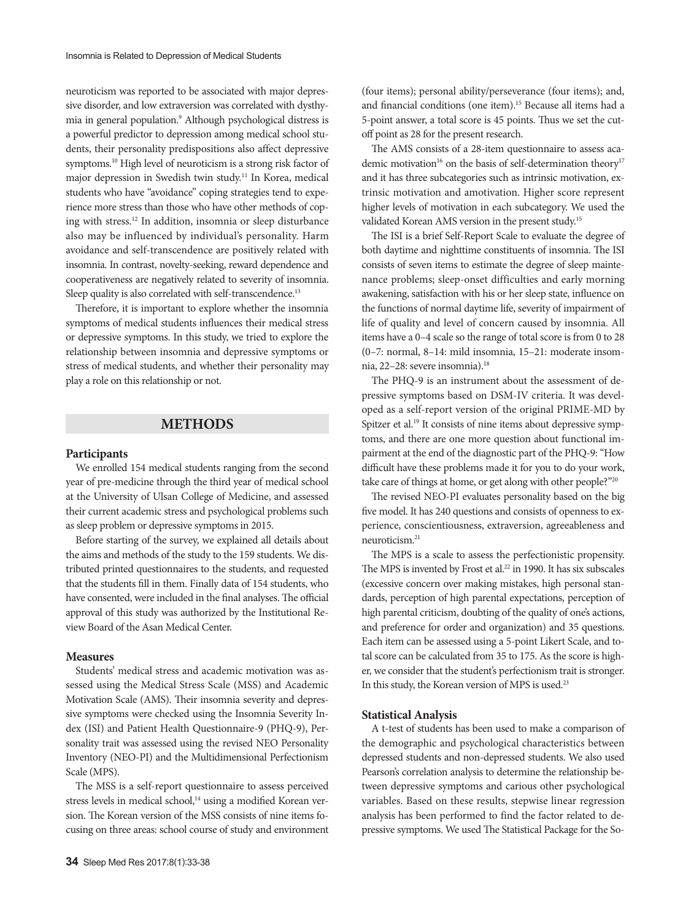neuroticism was reported to be associated with major depressive disorder, and low extraversion was correlated with dysthymia in general population.[9] Although psychological distress is a powerful predictor to depression among medical school students, their personality predispositions also affect depressive symptoms.[10] High level of neuroticism is a strong risk factor of major depression in Swedish twin study.[11] In Korea, medical students who have "avoidance" coping strategies tend to experience more stress than those who have other methods of coping with stress.[12] In addition, insomnia or sleep disturbance also may be influenced by individual's personality. Harm avoidance and self-transcendence are positively related with insomnia. In contrast, novelty-seeking, reward dependence and cooperativeness are negatively related to severity of insomnia. Sleep quality is also correlated with self-transcendence.[13]

Therefore, it is important to explore whether the insomnia symptoms of medical students influences their medical stress or depressive symptoms. In this study, we tried to explore the relationship between insomnia and depressive symptoms or stress of medical students, and whether their personality may play a role on this relationship or not.

## METHODS

### Participants

We enrolled 154 medical students ranging from the second year of pre-medicine through the third year of medical school at the University of Ulsan College of Medicine, and assessed their current academic stress and psychological problems such as sleep problem or depressive symptoms in 2015.

Before starting of the survey, we explained all details about the aims and methods of the study to the 159 students. We distributed printed questionnaires to the students, and requested that the students fill in them. Finally data of 154 students, who have consented, were included in the final analyses. The official approval of this study was authorized by the Institutional Review Board of the Asan Medical Center.

### Measures

Students' medical stress and academic motivation was assessed using the Medical Stress Scale (MSS) and Academic Motivation Scale (AMS). Their insomnia severity and depressive symptoms were checked using the Insomnia Severity Index (ISI) and Patient Health Questionnaire-9 (PHQ-9), Personality trait was assessed using the revised NEO Personality Inventory (NEO-PI) and the Multidimensional Perfectionism Scale (MPS).

The MSS is a self-report questionnaire to assess perceived stress levels in medical school,[14] using a modified Korean version. The Korean version of the MSS consists of nine items focusing on three areas: school course of study and environment (four items); personal ability/perseverance (four items); and, and financial conditions (one item).[15] Because all items had a 5-point answer, a total score is 45 points. Thus we set the cut-off point as 28 for the present research.

The AMS consists of a 28-item questionnaire to assess academic motivation[16] on the basis of self-determination theory[17] and it has three subcategories such as intrinsic motivation, extrinsic motivation and amotivation. Higher score represent higher levels of motivation in each subcategory. We used the validated Korean AMS version in the present study.[15]

The ISI is a brief Self-Report Scale to evaluate the degree of both daytime and nighttime constituents of insomnia. The ISI consists of seven items to estimate the degree of sleep maintenance problems; sleep-onset difficulties and early morning awakening, satisfaction with his or her sleep state, influence on the functions of normal daytime life, severity of impairment of life of quality and level of concern caused by insomnia. All items have a 0–4 scale so the range of total score is from 0 to 28 (0–7: normal, 8–14: mild insomnia, 15–21: moderate insomnia, 22–28: severe insomnia).[18]

The PHQ-9 is an instrument about the assessment of depressive symptoms based on DSM-IV criteria. It was developed as a self-report version of the original PRIME-MD by Spitzer et al.[19] It consists of nine items about depressive symptoms, and there are one more question about functional impairment at the end of the diagnostic part of the PHQ-9: "How difficult have these problems made it for you to do your work, take care of things at home, or get along with other people?"[20]

The revised NEO-PI evaluates personality based on the big five model. It has 240 questions and consists of openness to experience, conscientiousness, extraversion, agreeableness and neuroticism.[21]

The MPS is a scale to assess the perfectionistic propensity. The MPS is invented by Frost et al.[22] in 1990. It has six subscales (excessive concern over making mistakes, high personal standards, perception of high parental expectations, perception of high parental criticism, doubting of the quality of one's actions, and preference for order and organization) and 35 questions. Each item can be assessed using a 5-point Likert Scale, and total score can be calculated from 35 to 175. As the score is higher, we consider that the student's perfectionism trait is stronger. In this study, the Korean version of MPS is used.[23]

### Statistical Analysis

A t-test of students has been used to make a comparison of the demographic and psychological characteristics between depressed students and non-depressed students. We also used Pearson's correlation analysis to determine the relationship between depressive symptoms and carious other psychological variables. Based on these results, stepwise linear regression analysis has been performed to find the factor related to depressive symptoms. We used The Statistical Package for the So-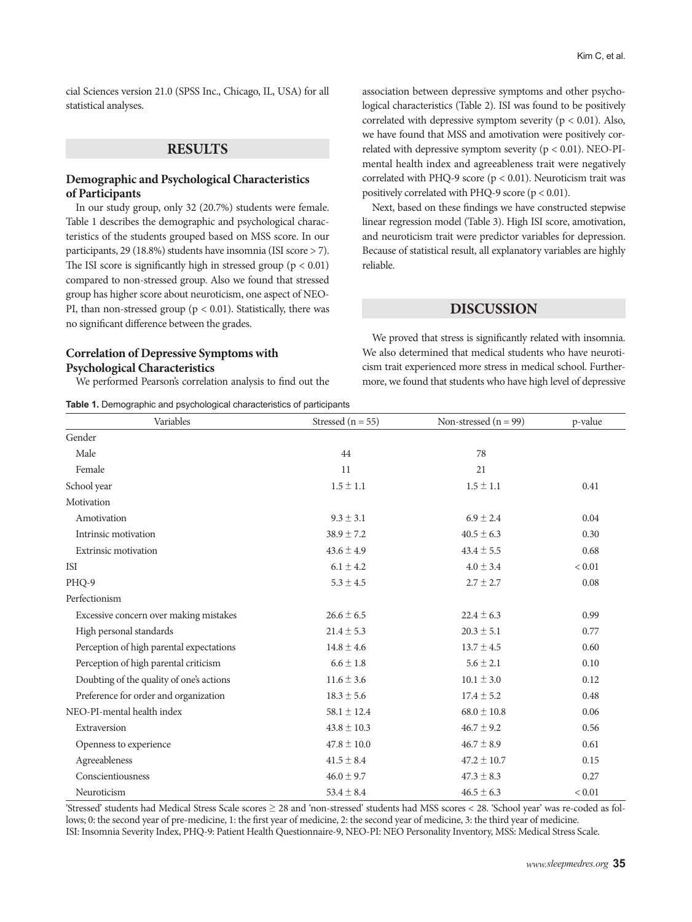cial Sciences version 21.0 (SPSS Inc., Chicago, IL, USA) for all statistical analyses.

## RESULTS

### Demographic and Psychological Characteristics of Participants

In our study group, only 32 (20.7%) students were female. Table 1 describes the demographic and psychological characteristics of the students grouped based on MSS score. In our participants, 29 (18.8%) students have insomnia (ISI score > 7). The ISI score is significantly high in stressed group ($p < 0.01$) compared to non-stressed group. Also we found that stressed group has higher score about neuroticism, one aspect of NEO-PI, than non-stressed group ($p < 0.01$). Statistically, there was no significant difference between the grades.

### Correlation of Depressive Symptoms with Psychological Characteristics

We performed Pearson's correlation analysis to find out the association between depressive symptoms and other psychological characteristics (Table 2). ISI was found to be positively correlated with depressive symptom severity ($p < 0.01$). Also, we have found that MSS and amotivation were positively correlated with depressive symptom severity ($p < 0.01$). NEO-PI-mental health index and agreeableness trait were negatively correlated with PHQ-9 score ($p < 0.01$). Neuroticism trait was positively correlated with PHQ-9 score ($p < 0.01$).

Next, based on these findings we have constructed stepwise linear regression model (Table 3). High ISI score, amotivation, and neuroticism trait were predictor variables for depression. Because of statistical result, all explanatory variables are highly reliable.

## DISCUSSION

We proved that stress is significantly related with insomnia. We also determined that medical students who have neuroticism trait experienced more stress in medical school. Furthermore, we found that students who have high level of depressive

**Table 1.** Demographic and psychological characteristics of participants

| Variables | Stressed (n = 55) | Non-stressed (n = 99) | p-value |
|---|---|---|---|
| Gender | | | |
| Male | 44 | 78 | |
| Female | 11 | 21 | |
| School year | 1.5 ± 1.1 | 1.5 ± 1.1 | 0.41 |
| Motivation | | | |
| Amotivation | 9.3 ± 3.1 | 6.9 ± 2.4 | 0.04 |
| Intrinsic motivation | 38.9 ± 7.2 | 40.5 ± 6.3 | 0.30 |
| Extrinsic motivation | 43.6 ± 4.9 | 43.4 ± 5.5 | 0.68 |
| ISI | 6.1 ± 4.2 | 4.0 ± 3.4 | < 0.01 |
| PHQ-9 | 5.3 ± 4.5 | 2.7 ± 2.7 | 0.08 |
| Perfectionism | | | |
| Excessive concern over making mistakes | 26.6 ± 6.5 | 22.4 ± 6.3 | 0.99 |
| High personal standards | 21.4 ± 5.3 | 20.3 ± 5.1 | 0.77 |
| Perception of high parental expectations | 14.8 ± 4.6 | 13.7 ± 4.5 | 0.60 |
| Perception of high parental criticism | 6.6 ± 1.8 | 5.6 ± 2.1 | 0.10 |
| Doubting of the quality of one's actions | 11.6 ± 3.6 | 10.1 ± 3.0 | 0.12 |
| Preference for order and organization | 18.3 ± 5.6 | 17.4 ± 5.2 | 0.48 |
| NEO-PI-mental health index | 58.1 ± 12.4 | 68.0 ± 10.8 | 0.06 |
| Extraversion | 43.8 ± 10.3 | 46.7 ± 9.2 | 0.56 |
| Openness to experience | 47.8 ± 10.0 | 46.7 ± 8.9 | 0.61 |
| Agreeableness | 41.5 ± 8.4 | 47.2 ± 10.7 | 0.15 |
| Conscientiousness | 46.0 ± 9.7 | 47.3 ± 8.3 | 0.27 |
| Neuroticism | 53.4 ± 8.4 | 46.5 ± 6.3 | < 0.01 |

'Stressed' students had Medical Stress Scale scores ≥ 28 and 'non-stressed' students had MSS scores < 28. 'School year' was re-coded as follows; 0: the second year of pre-medicine, 1: the first year of medicine, 2: the second year of medicine, 3: the third year of medicine.
ISI: Insomnia Severity Index, PHQ-9: Patient Health Questionnaire-9, NEO-PI: NEO Personality Inventory, MSS: Medical Stress Scale.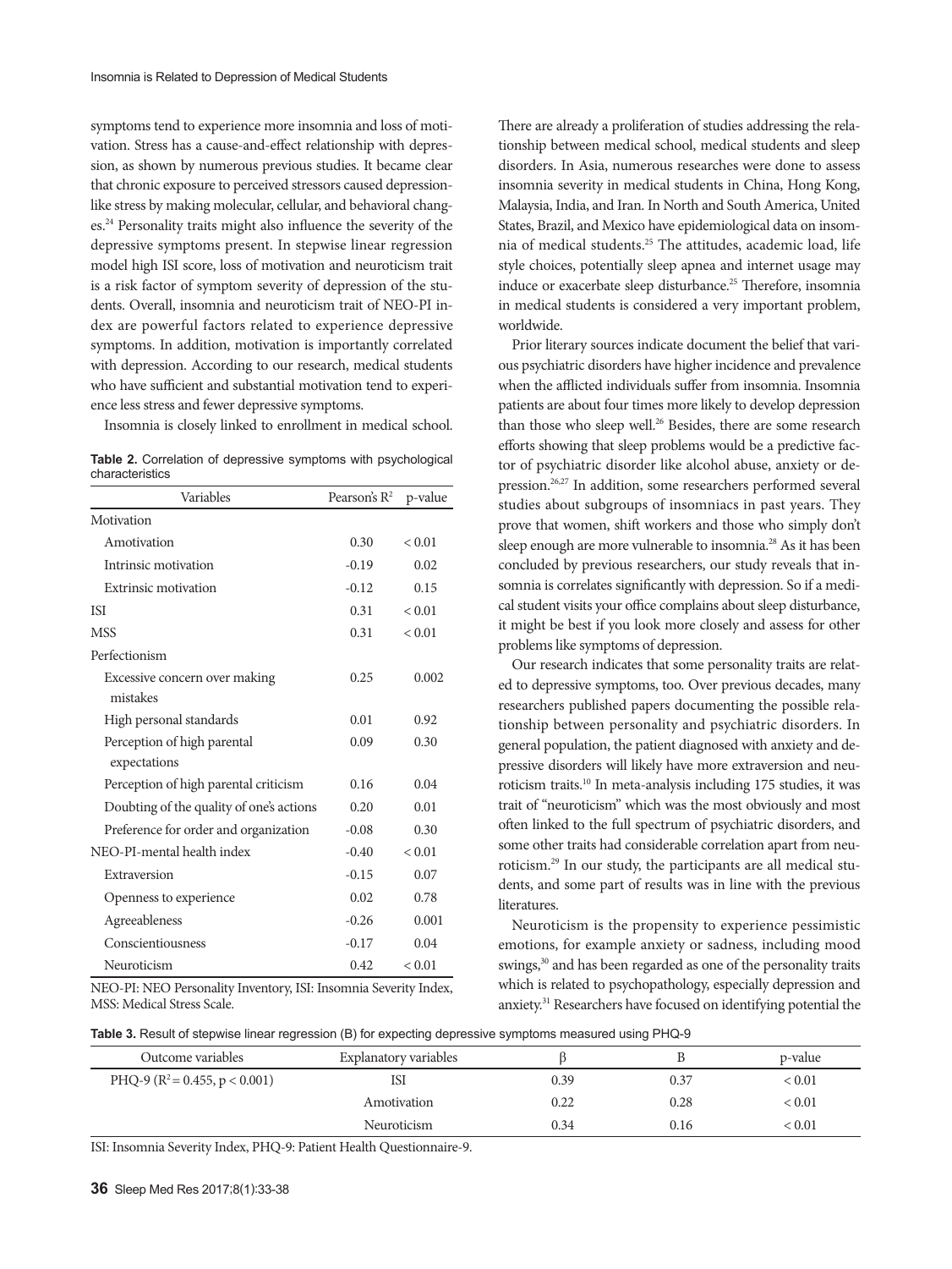symptoms tend to experience more insomnia and loss of motivation. Stress has a cause-and-effect relationship with depression, as shown by numerous previous studies. It became clear that chronic exposure to perceived stressors caused depression-like stress by making molecular, cellular, and behavioral changes.[24] Personality traits might also influence the severity of the depressive symptoms present. In stepwise linear regression model high ISI score, loss of motivation and neuroticism trait is a risk factor of symptom severity of depression of the students. Overall, insomnia and neuroticism trait of NEO-PI index are powerful factors related to experience depressive symptoms. In addition, motivation is importantly correlated with depression. According to our research, medical students who have sufficient and substantial motivation tend to experience less stress and fewer depressive symptoms.

Insomnia is closely linked to enrollment in medical school.

**Table 2.** Correlation of depressive symptoms with psychological characteristics

| Variables | Pearson's $R^2$ | p-value |
|---|---|---|
| Motivation | | |
| Amotivation | 0.30 | < 0.01 |
| Intrinsic motivation | -0.19 | 0.02 |
| Extrinsic motivation | -0.12 | 0.15 |
| ISI | 0.31 | < 0.01 |
| MSS | 0.31 | < 0.01 |
| Perfectionism | | |
| Excessive concern over making mistakes | 0.25 | 0.002 |
| High personal standards | 0.01 | 0.92 |
| Perception of high parental expectations | 0.09 | 0.30 |
| Perception of high parental criticism | 0.16 | 0.04 |
| Doubting of the quality of one's actions | 0.20 | 0.01 |
| Preference for order and organization | -0.08 | 0.30 |
| NEO-PI-mental health index | -0.40 | < 0.01 |
| Extraversion | -0.15 | 0.07 |
| Openness to experience | 0.02 | 0.78 |
| Agreeableness | -0.26 | 0.001 |
| Conscientiousness | -0.17 | 0.04 |
| Neuroticism | 0.42 | < 0.01 |

NEO-PI: NEO Personality Inventory, ISI: Insomnia Severity Index, MSS: Medical Stress Scale.

There are already a proliferation of studies addressing the relationship between medical school, medical students and sleep disorders. In Asia, numerous researches were done to assess insomnia severity in medical students in China, Hong Kong, Malaysia, India, and Iran. In North and South America, United States, Brazil, and Mexico have epidemiological data on insomnia of medical students.[25] The attitudes, academic load, life style choices, potentially sleep apnea and internet usage may induce or exacerbate sleep disturbance.[25] Therefore, insomnia in medical students is considered a very important problem, worldwide.

Prior literary sources indicate document the belief that various psychiatric disorders have higher incidence and prevalence when the afflicted individuals suffer from insomnia. Insomnia patients are about four times more likely to develop depression than those who sleep well.[26] Besides, there are some research efforts showing that sleep problems would be a predictive factor of psychiatric disorder like alcohol abuse, anxiety or depression.[26,27] In addition, some researchers performed several studies about subgroups of insomniacs in past years. They prove that women, shift workers and those who simply don't sleep enough are more vulnerable to insomnia.[28] As it has been concluded by previous researchers, our study reveals that insomnia is correlates significantly with depression. So if a medical student visits your office complains about sleep disturbance, it might be best if you look more closely and assess for other problems like symptoms of depression.

Our research indicates that some personality traits are related to depressive symptoms, too. Over previous decades, many researchers published papers documenting the possible relationship between personality and psychiatric disorders. In general population, the patient diagnosed with anxiety and depressive disorders will likely have more extraversion and neuroticism traits.[10] In meta-analysis including 175 studies, it was trait of "neuroticism" which was the most obviously and most often linked to the full spectrum of psychiatric disorders, and some other traits had considerable correlation apart from neuroticism.[29] In our study, the participants are all medical students, and some part of results was in line with the previous literatures.

Neuroticism is the propensity to experience pessimistic emotions, for example anxiety or sadness, including mood swings,[30] and has been regarded as one of the personality traits which is related to psychopathology, especially depression and anxiety.[31] Researchers have focused on identifying potential the

**Table 3.** Result of stepwise linear regression (B) for expecting depressive symptoms measured using PHQ-9

| Outcome variables | Explanatory variables | β | B | p-value |
|---|---|---|---|---|
| PHQ-9 ($R^2 = 0.455$, $p < 0.001$) | ISI | 0.39 | 0.37 | < 0.01 |
| | Amotivation | 0.22 | 0.28 | < 0.01 |
| | Neuroticism | 0.34 | 0.16 | < 0.01 |

ISI: Insomnia Severity Index, PHQ-9: Patient Health Questionnaire-9.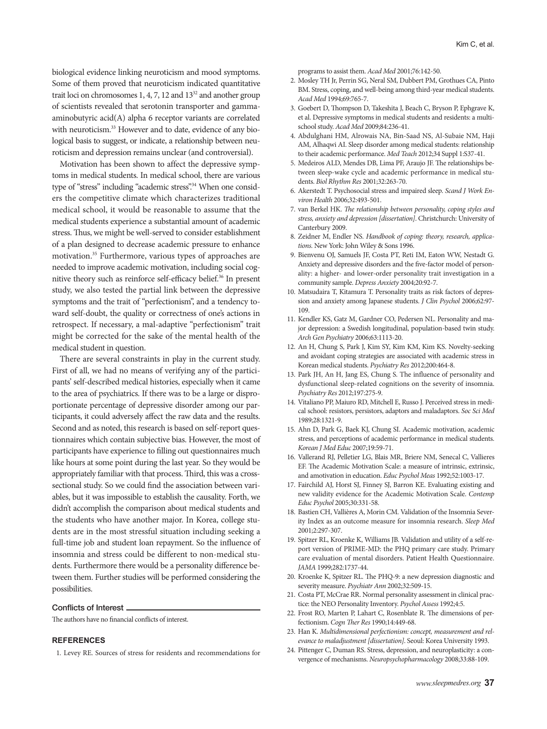biological evidence linking neuroticism and mood symptoms. Some of them proved that neuroticism indicated quantitative trait loci on chromosomes 1, 4, 7, 12 and 13[32] and another group of scientists revealed that serotonin transporter and gamma-aminobutyric acid(A) alpha 6 receptor variants are correlated with neuroticism.[33] However and to date, evidence of any biological basis to suggest, or indicate, a relationship between neuroticism and depression remains unclear (and controversial).

Motivation has been shown to affect the depressive symptoms in medical students. In medical school, there are various type of "stress" including "academic stress".[34] When one considers the competitive climate which characterizes traditional medical school, it would be reasonable to assume that the medical students experience a substantial amount of academic stress. Thus, we might be well-served to consider establishment of a plan designed to decrease academic pressure to enhance motivation.[35] Furthermore, various types of approaches are needed to improve academic motivation, including social cognitive theory such as reinforce self-efficacy belief.[36] In present study, we also tested the partial link between the depressive symptoms and the trait of "perfectionism", and a tendency toward self-doubt, the quality or correctness of one's actions in retrospect. If necessary, a mal-adaptive "perfectionism" trait might be corrected for the sake of the mental health of the medical student in question.

There are several constraints in play in the current study. First of all, we had no means of verifying any of the participants' self-described medical histories, especially when it came to the area of psychiatrics. If there was to be a large or disproportionate percentage of depressive disorder among our participants, it could adversely affect the raw data and the results. Second and as noted, this research is based on self-report questionnaires which contain subjective bias. However, the most of participants have experience to filling out questionnaires much like hours at some point during the last year. So they would be appropriately familiar with that process. Third, this was a cross-sectional study. So we could find the association between variables, but it was impossible to establish the causality. Forth, we didn't accomplish the comparison about medical students and the students who have another major. In Korea, college students are in the most stressful situation including seeking a full-time job and student loan repayment. So the influence of insomnia and stress could be different to non-medical students. Furthermore there would be a personality difference between them. Further studies will be performed considering the possibilities.

## Conflicts of Interest

The authors have no financial conflicts of interest.

## REFERENCES

1. Levey RE. Sources of stress for residents and recommendations for programs to assist them. *Acad Med* 2001;76:142-50.
2. Mosley TH Jr, Perrin SG, Neral SM, Dubbert PM, Grothues CA, Pinto BM. Stress, coping, and well-being among third-year medical students. *Acad Med* 1994;69:765-7.
3. Goebert D, Thompson D, Takeshita J, Beach C, Bryson P, Ephgrave K, et al. Depressive symptoms in medical students and residents: a multischool study. *Acad Med* 2009;84:236-41.
4. Abdulghani HM, Alrowais NA, Bin-Saad NS, Al-Subaie NM, Haji AM, Alhaqwi AI. Sleep disorder among medical students: relationship to their academic performance. *Med Teach* 2012;34 Suppl 1:S37-41.
5. Medeiros ALD, Mendes DB, Lima PF, Araujo JF. The relationships between sleep-wake cycle and academic performance in medical students. *Biol Rhythm Res* 2001;32:263-70.
6. Akerstedt T. Psychosocial stress and impaired sleep. *Scand J Work Environ Health* 2006;32:493-501.
7. van Berkel HK. *The relationship between personality, coping styles and stress, anxiety and depression [dissertation]*. Christchurch: University of Canterbury 2009.
8. Zeidner M, Endler NS. *Handbook of coping: theory, research, applications*. New York: John Wiley & Sons 1996.
9. Bienvenu OJ, Samuels JF, Costa PT, Reti IM, Eaton WW, Nestadt G. Anxiety and depressive disorders and the five-factor model of personality: a higher- and lower-order personality trait investigation in a community sample. *Depress Anxiety* 2004;20:92-7.
10. Matsudaira T, Kitamura T. Personality traits as risk factors of depression and anxiety among Japanese students. *J Clin Psychol* 2006;62:97-109.
11. Kendler KS, Gatz M, Gardner CO, Pedersen NL. Personality and major depression: a Swedish longitudinal, population-based twin study. *Arch Gen Psychiatry* 2006;63:1113-20.
12. An H, Chung S, Park J, Kim SY, Kim KM, Kim KS. Novelty-seeking and avoidant coping strategies are associated with academic stress in Korean medical students. *Psychiatry Res* 2012;200:464-8.
13. Park JH, An H, Jang ES, Chung S. The influence of personality and dysfunctional sleep-related cognitions on the severity of insomnia. *Psychiatry Res* 2012;197:275-9.
14. Vitaliano PP, Maiuro RD, Mitchell E, Russo J. Perceived stress in medical school: resistors, persistors, adaptors and maladaptors. *Soc Sci Med* 1989;28:1321-9.
15. Ahn D, Park G, Baek KJ, Chung SI. Academic motivation, academic stress, and perceptions of academic performance in medical students. *Korean J Med Educ* 2007;19:59-71.
16. Vallerand RJ, Pelletier LG, Blais MR, Briere NM, Senecal C, Vallieres EF. The Academic Motivation Scale: a measure of intrinsic, extrinsic, and amotivation in education. *Educ Psychol Meas* 1992;52:1003-17.
17. Fairchild AJ, Horst SJ, Finney SJ, Barron KE. Evaluating existing and new validity evidence for the Academic Motivation Scale. *Contemp Educ Psychol* 2005;30:331-58.
18. Bastien CH, Vallières A, Morin CM. Validation of the Insomnia Severity Index as an outcome measure for insomnia research. *Sleep Med* 2001;2:297-307.
19. Spitzer RL, Kroenke K, Williams JB. Validation and utility of a self-report version of PRIME-MD: the PHQ primary care study. Primary care evaluation of mental disorders. Patient Health Questionnaire. *JAMA* 1999;282:1737-44.
20. Kroenke K, Spitzer RL. The PHQ-9: a new depression diagnostic and severity measure. *Psychiatr Ann* 2002;32:509-15.
21. Costa PT, McCrae RR. Normal personality assessment in clinical practice: the NEO Personality Inventory. *Psychol Assess* 1992;4:5.
22. Frost RO, Marten P, Lahart C, Rosenblate R. The dimensions of perfectionism. *Cogn Ther Res* 1990;14:449-68.
23. Han K. *Multidimensional perfectionism: concept, measurement and relevance to maladjustment [dissertation]*. Seoul: Korea University 1993.
24. Pittenger C, Duman RS. Stress, depression, and neuroplasticity: a convergence of mechanisms. *Neuropsychopharmacology* 2008;33:88-109.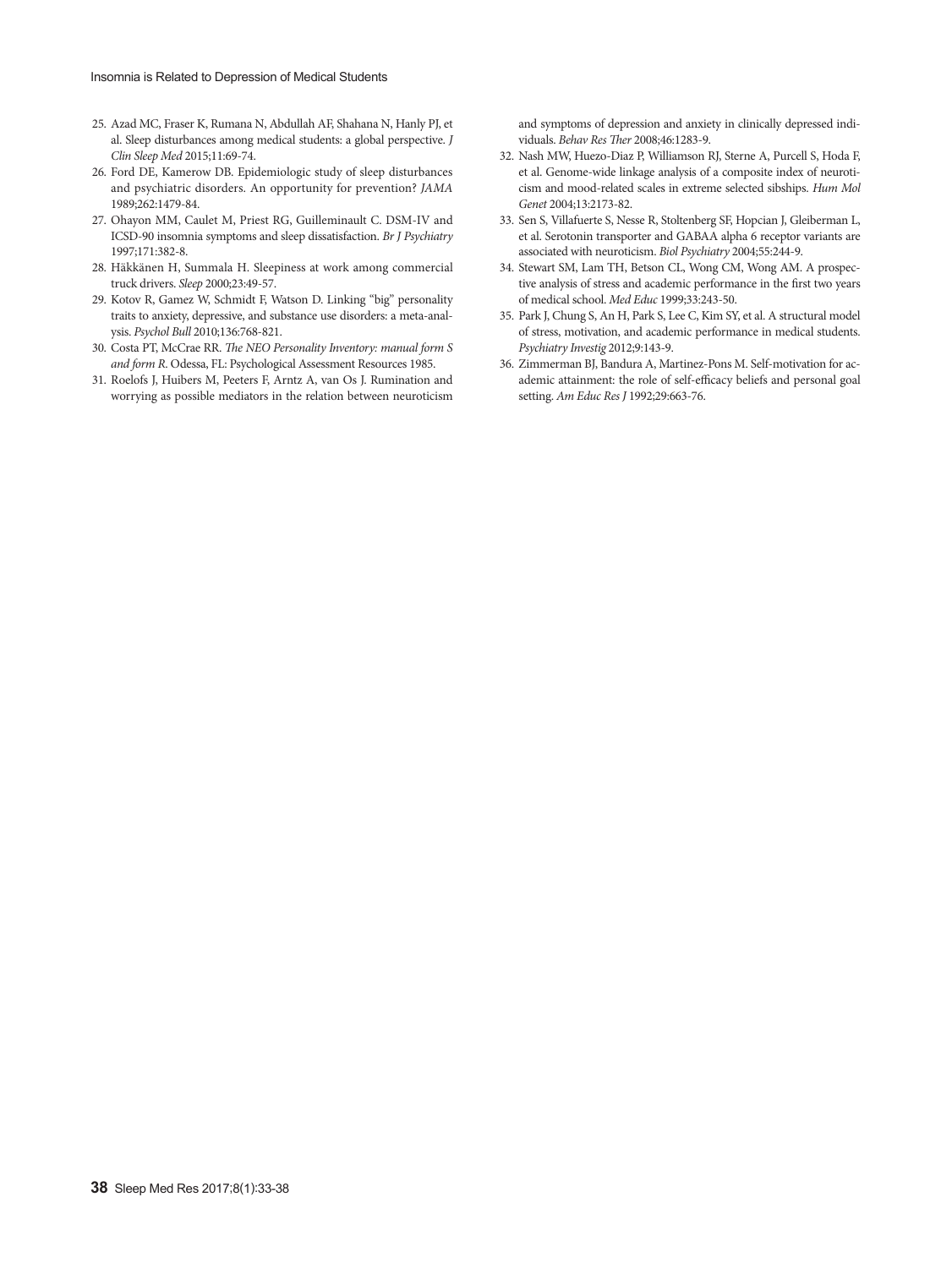25. Azad MC, Fraser K, Rumana N, Abdullah AF, Shahana N, Hanly PJ, et al. Sleep disturbances among medical students: a global perspective. *J Clin Sleep Med* 2015;11:69-74.
26. Ford DE, Kamerow DB. Epidemiologic study of sleep disturbances and psychiatric disorders. An opportunity for prevention? *JAMA* 1989;262:1479-84.
27. Ohayon MM, Caulet M, Priest RG, Guilleminault C. DSM-IV and ICSD-90 insomnia symptoms and sleep dissatisfaction. *Br J Psychiatry* 1997;171:382-8.
28. Häkkänen H, Summala H. Sleepiness at work among commercial truck drivers. *Sleep* 2000;23:49-57.
29. Kotov R, Gamez W, Schmidt F, Watson D. Linking "big" personality traits to anxiety, depressive, and substance use disorders: a meta-analysis. *Psychol Bull* 2010;136:768-821.
30. Costa PT, McCrae RR. *The NEO Personality Inventory: manual form S and form R*. Odessa, FL: Psychological Assessment Resources 1985.
31. Roelofs J, Huibers M, Peeters F, Arntz A, van Os J. Rumination and worrying as possible mediators in the relation between neuroticism and symptoms of depression and anxiety in clinically depressed individuals. *Behav Res Ther* 2008;46:1283-9.
32. Nash MW, Huezo-Diaz P, Williamson RJ, Sterne A, Purcell S, Hoda F, et al. Genome-wide linkage analysis of a composite index of neuroticism and mood-related scales in extreme selected sibships. *Hum Mol Genet* 2004;13:2173-82.
33. Sen S, Villafuerte S, Nesse R, Stoltenberg SF, Hopcian J, Gleiberman L, et al. Serotonin transporter and GABAA alpha 6 receptor variants are associated with neuroticism. *Biol Psychiatry* 2004;55:244-9.
34. Stewart SM, Lam TH, Betson CL, Wong CM, Wong AM. A prospective analysis of stress and academic performance in the first two years of medical school. *Med Educ* 1999;33:243-50.
35. Park J, Chung S, An H, Park S, Lee C, Kim SY, et al. A structural model of stress, motivation, and academic performance in medical students. *Psychiatry Investig* 2012;9:143-9.
36. Zimmerman BJ, Bandura A, Martinez-Pons M. Self-motivation for academic attainment: the role of self-efficacy beliefs and personal goal setting. *Am Educ Res J* 1992;29:663-76.